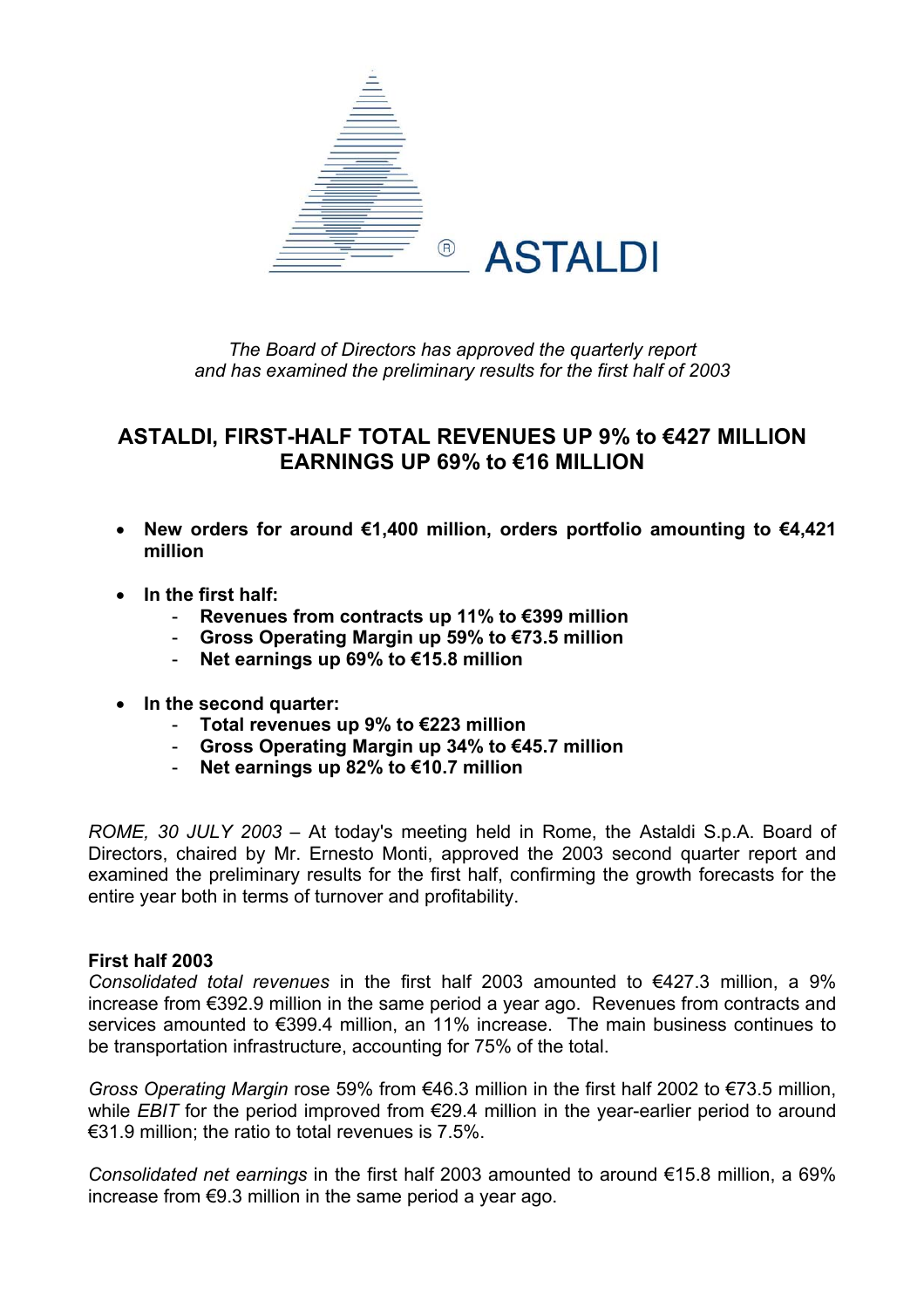ASTALDI

*The Board of Directors has approved the quarterly report and has examined the preliminary results for the first half of 2003*

# ASTALDI, FIRST-HALF TOTAL REVENUES UP 9% to €427 MILLION EARNINGS UP 69% to €16 MILLION

- **New orders for around €1,400 million, orders portfolio amounting to €4,421 million**
- **In the first half:**
  - **Revenues from contracts up 11% to €399 million**
  - **Gross Operating Margin up 59% to €73.5 million**
  - **Net earnings up 69% to €15.8 million**
- **In the second quarter:**
  - **Total revenues up 9% to €223 million**
  - **Gross Operating Margin up 34% to €45.7 million**
  - **Net earnings up 82% to €10.7 million**

*ROME, 30 JULY 2003* – At today's meeting held in Rome, the Astaldi S.p.A. Board of Directors, chaired by Mr. Ernesto Monti, approved the 2003 second quarter report and examined the preliminary results for the first half, confirming the growth forecasts for the entire year both in terms of turnover and profitability.

**First half 2003**

*Consolidated total revenues* in the first half 2003 amounted to €427.3 million, a 9% increase from €392.9 million in the same period a year ago. Revenues from contracts and services amounted to €399.4 million, an 11% increase. The main business continues to be transportation infrastructure, accounting for 75% of the total.

*Gross Operating Margin* rose 59% from €46.3 million in the first half 2002 to €73.5 million, while *EBIT* for the period improved from €29.4 million in the year-earlier period to around €31.9 million; the ratio to total revenues is 7.5%.

*Consolidated net earnings* in the first half 2003 amounted to around €15.8 million, a 69% increase from €9.3 million in the same period a year ago.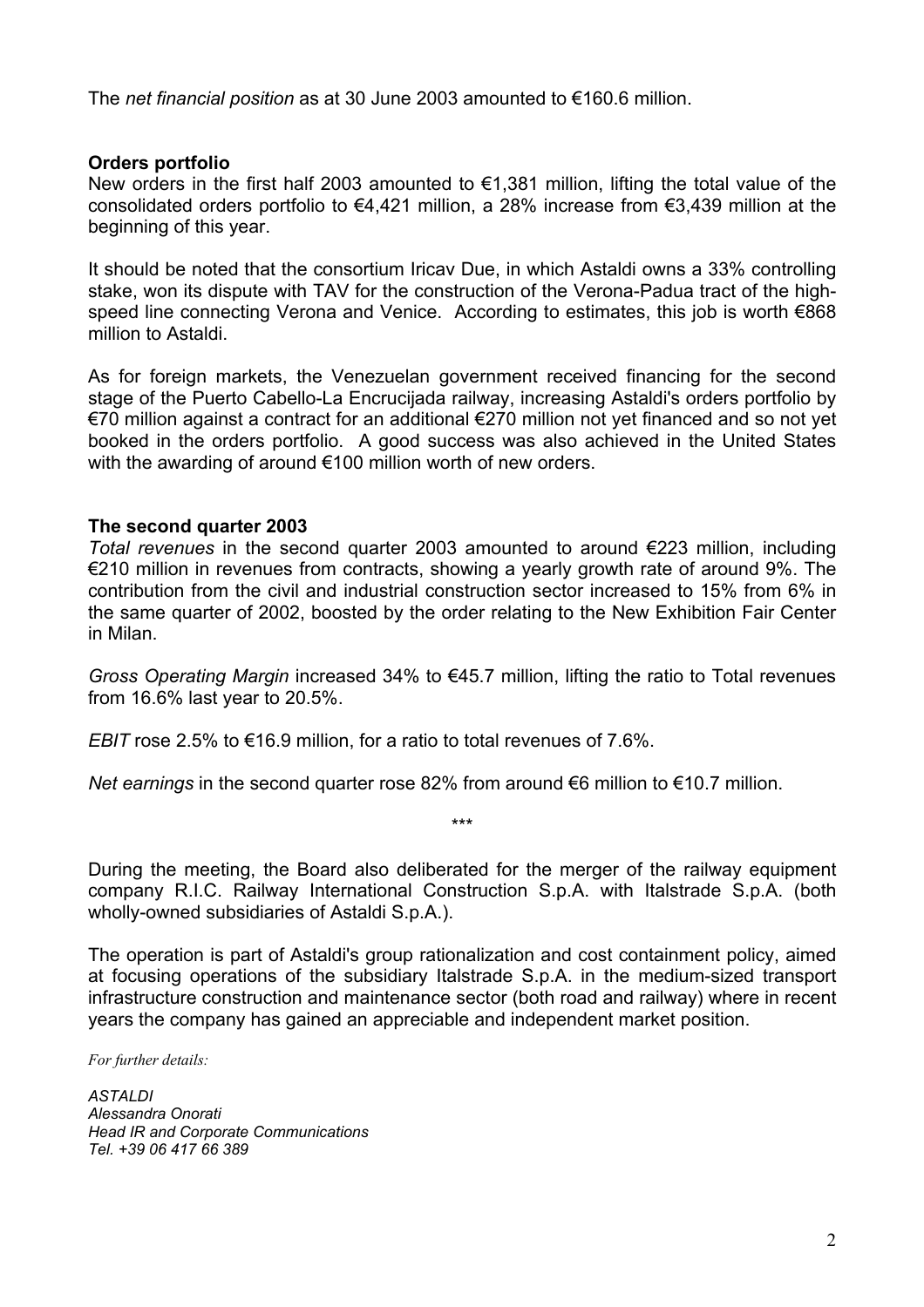The *net financial position* as at 30 June 2003 amounted to €160.6 million.

**Orders portfolio**

New orders in the first half 2003 amounted to €1,381 million, lifting the total value of the consolidated orders portfolio to €4,421 million, a 28% increase from €3,439 million at the beginning of this year.

It should be noted that the consortium Iricav Due, in which Astaldi owns a 33% controlling stake, won its dispute with TAV for the construction of the Verona-Padua tract of the high-speed line connecting Verona and Venice. According to estimates, this job is worth €868 million to Astaldi.

As for foreign markets, the Venezuelan government received financing for the second stage of the Puerto Cabello-La Encrucijada railway, increasing Astaldi's orders portfolio by €70 million against a contract for an additional €270 million not yet financed and so not yet booked in the orders portfolio. A good success was also achieved in the United States with the awarding of around €100 million worth of new orders.

**The second quarter 2003**

*Total revenues* in the second quarter 2003 amounted to around €223 million, including €210 million in revenues from contracts, showing a yearly growth rate of around 9%. The contribution from the civil and industrial construction sector increased to 15% from 6% in the same quarter of 2002, boosted by the order relating to the New Exhibition Fair Center in Milan.

*Gross Operating Margin* increased 34% to €45.7 million, lifting the ratio to Total revenues from 16.6% last year to 20.5%.

*EBIT* rose 2.5% to €16.9 million, for a ratio to total revenues of 7.6%.

*Net earnings* in the second quarter rose 82% from around €6 million to €10.7 million.

\*\*\*

During the meeting, the Board also deliberated for the merger of the railway equipment company R.I.C. Railway International Construction S.p.A. with Italstrade S.p.A. (both wholly-owned subsidiaries of Astaldi S.p.A.).

The operation is part of Astaldi's group rationalization and cost containment policy, aimed at focusing operations of the subsidiary Italstrade S.p.A. in the medium-sized transport infrastructure construction and maintenance sector (both road and railway) where in recent years the company has gained an appreciable and independent market position.

*For further details:*

*ASTALDI*
*Alessandra Onorati*
*Head IR and Corporate Communications*
*Tel. +39 06 417 66 389*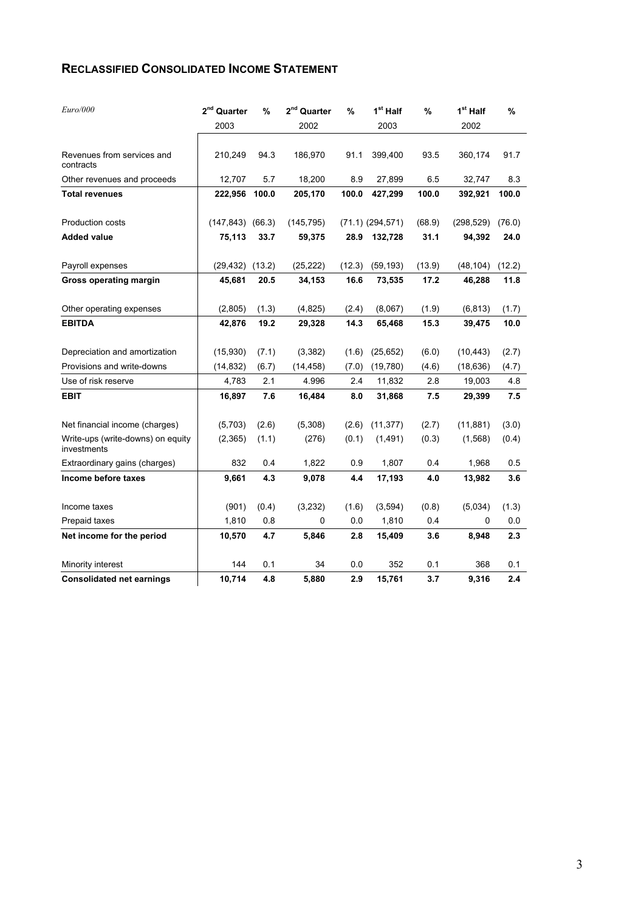## RECLASSIFIED CONSOLIDATED INCOME STATEMENT

| *Euro/000* | 2nd Quarter 2003 | % | 2nd Quarter 2002 | % | 1st Half 2003 | % | 1st Half 2002 | % |
|---|---|---|---|---|---|---|---|---|
| Revenues from services and contracts | 210,249 | 94.3 | 186,970 | 91.1 | 399,400 | 93.5 | 360,174 | 91.7 |
| Other revenues and proceeds | 12,707 | 5.7 | 18,200 | 8.9 | 27,899 | 6.5 | 32,747 | 8.3 |
| **Total revenues** | **222,956** | **100.0** | **205,170** | **100.0** | **427,299** | **100.0** | **392,921** | **100.0** |
| Production costs | (147,843) | (66.3) | (145,795) | (71.1) | (294,571) | (68.9) | (298,529) | (76.0) |
| **Added value** | **75,113** | **33.7** | **59,375** | **28.9** | **132,728** | **31.1** | **94,392** | **24.0** |
| Payroll expenses | (29,432) | (13.2) | (25,222) | (12.3) | (59,193) | (13.9) | (48,104) | (12.2) |
| **Gross operating margin** | **45,681** | **20.5** | **34,153** | **16.6** | **73,535** | **17.2** | **46,288** | **11.8** |
| Other operating expenses | (2,805) | (1.3) | (4,825) | (2.4) | (8,067) | (1.9) | (6,813) | (1.7) |
| **EBITDA** | **42,876** | **19.2** | **29,328** | **14.3** | **65,468** | **15.3** | **39,475** | **10.0** |
| Depreciation and amortization | (15,930) | (7.1) | (3,382) | (1.6) | (25,652) | (6.0) | (10,443) | (2.7) |
| Provisions and write-downs | (14,832) | (6.7) | (14,458) | (7.0) | (19,780) | (4.6) | (18,636) | (4.7) |
| Use of risk reserve | 4,783 | 2.1 | 4.996 | 2.4 | 11,832 | 2.8 | 19,003 | 4.8 |
| **EBIT** | **16,897** | **7.6** | **16,484** | **8.0** | **31,868** | **7.5** | **29,399** | **7.5** |
| Net financial income (charges) | (5,703) | (2.6) | (5,308) | (2.6) | (11,377) | (2.7) | (11,881) | (3.0) |
| Write-ups (write-downs) on equity investments | (2,365) | (1.1) | (276) | (0.1) | (1,491) | (0.3) | (1,568) | (0.4) |
| Extraordinary gains (charges) | 832 | 0.4 | 1,822 | 0.9 | 1,807 | 0.4 | 1,968 | 0.5 |
| **Income before taxes** | **9,661** | **4.3** | **9,078** | **4.4** | **17,193** | **4.0** | **13,982** | **3.6** |
| Income taxes | (901) | (0.4) | (3,232) | (1.6) | (3,594) | (0.8) | (5,034) | (1.3) |
| Prepaid taxes | 1,810 | 0.8 | 0 | 0.0 | 1,810 | 0.4 | 0 | 0.0 |
| **Net income for the period** | **10,570** | **4.7** | **5,846** | **2.8** | **15,409** | **3.6** | **8,948** | **2.3** |
| Minority interest | 144 | 0.1 | 34 | 0.0 | 352 | 0.1 | 368 | 0.1 |
| **Consolidated net earnings** | **10,714** | **4.8** | **5,880** | **2.9** | **15,761** | **3.7** | **9,316** | **2.4** |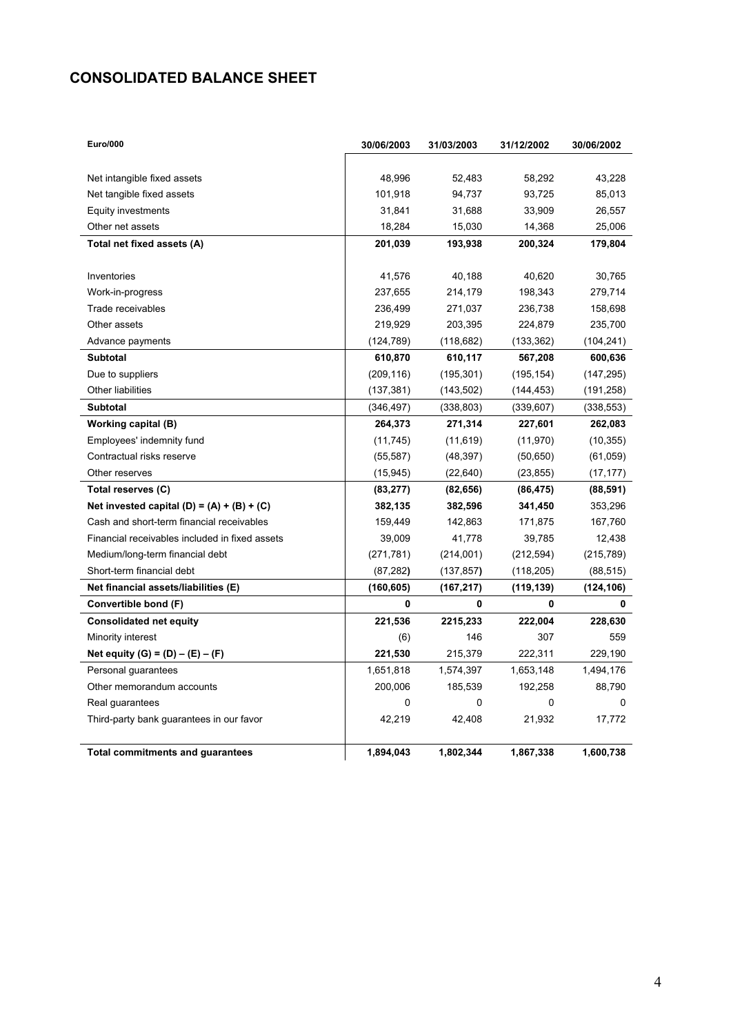## CONSOLIDATED BALANCE SHEET

| Euro/000 | 30/06/2003 | 31/03/2003 | 31/12/2002 | 30/06/2002 |
|---|---|---|---|---|
| Net intangible fixed assets | 48,996 | 52,483 | 58,292 | 43,228 |
| Net tangible fixed assets | 101,918 | 94,737 | 93,725 | 85,013 |
| Equity investments | 31,841 | 31,688 | 33,909 | 26,557 |
| Other net assets | 18,284 | 15,030 | 14,368 | 25,006 |
| **Total net fixed assets (A)** | **201,039** | **193,938** | **200,324** | **179,804** |
| Inventories | 41,576 | 40,188 | 40,620 | 30,765 |
| Work-in-progress | 237,655 | 214,179 | 198,343 | 279,714 |
| Trade receivables | 236,499 | 271,037 | 236,738 | 158,698 |
| Other assets | 219,929 | 203,395 | 224,879 | 235,700 |
| Advance payments | (124,789) | (118,682) | (133,362) | (104,241) |
| **Subtotal** | **610,870** | **610,117** | **567,208** | **600,636** |
| Due to suppliers | (209,116) | (195,301) | (195,154) | (147,295) |
| Other liabilities | (137,381) | (143,502) | (144,453) | (191,258) |
| **Subtotal** | (346,497) | (338,803) | (339,607) | (338,553) |
| **Working capital (B)** | **264,373** | **271,314** | **227,601** | **262,083** |
| Employees' indemnity fund | (11,745) | (11,619) | (11,970) | (10,355) |
| Contractual risks reserve | (55,587) | (48,397) | (50,650) | (61,059) |
| Other reserves | (15,945) | (22,640) | (23,855) | (17,177) |
| **Total reserves (C)** | **(83,277)** | **(82,656)** | **(86,475)** | **(88,591)** |
| **Net invested capital (D) = (A) + (B) + (C)** | **382,135** | **382,596** | **341,450** | 353,296 |
| Cash and short-term financial receivables | 159,449 | 142,863 | 171,875 | 167,760 |
| Financial receivables included in fixed assets | 39,009 | 41,778 | 39,785 | 12,438 |
| Medium/long-term financial debt | (271,781) | (214,001) | (212,594) | (215,789) |
| Short-term financial debt | (87,282) | (137,857) | (118,205) | (88,515) |
| **Net financial assets/liabilities (E)** | **(160,605)** | **(167,217)** | **(119,139)** | **(124,106)** |
| **Convertible bond (F)** | **0** | **0** | **0** | **0** |
| **Consolidated net equity** | **221,536** | **2215,233** | **222,004** | **228,630** |
| Minority interest | (6) | 146 | 307 | 559 |
| **Net equity (G) = (D) – (E) – (F)** | **221,530** | 215,379 | 222,311 | 229,190 |
| Personal guarantees | 1,651,818 | 1,574,397 | 1,653,148 | 1,494,176 |
| Other memorandum accounts | 200,006 | 185,539 | 192,258 | 88,790 |
| Real guarantees | 0 | 0 | 0 | 0 |
| Third-party bank guarantees in our favor | 42,219 | 42,408 | 21,932 | 17,772 |
| **Total commitments and guarantees** | **1,894,043** | **1,802,344** | **1,867,338** | **1,600,738** |